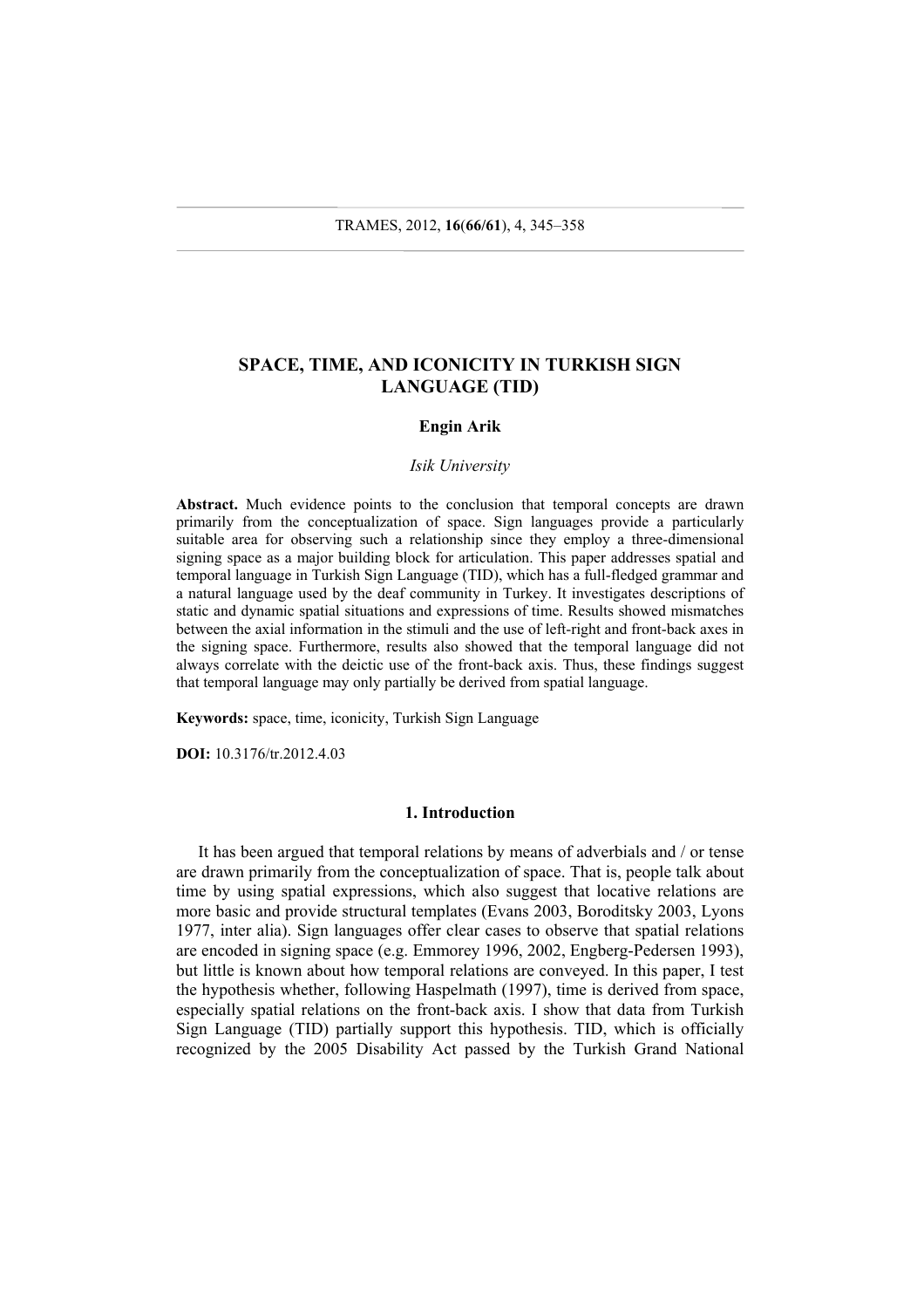# SPACE, TIME, AND ICONICITY IN TURKISH SIGN LANGUAGE (TID)

**Engin Arik**

*Isik University*

**Abstract.** Much evidence points to the conclusion that temporal concepts are drawn primarily from the conceptualization of space. Sign languages provide a particularly suitable area for observing such a relationship since they employ a three-dimensional signing space as a major building block for articulation. This paper addresses spatial and temporal language in Turkish Sign Language (TID), which has a full-fledged grammar and a natural language used by the deaf community in Turkey. It investigates descriptions of static and dynamic spatial situations and expressions of time. Results showed mismatches between the axial information in the stimuli and the use of left-right and front-back axes in the signing space. Furthermore, results also showed that the temporal language did not always correlate with the deictic use of the front-back axis. Thus, these findings suggest that temporal language may only partially be derived from spatial language.

**Keywords:** space, time, iconicity, Turkish Sign Language

**DOI:** 10.3176/tr.2012.4.03

## 1. Introduction

It has been argued that temporal relations by means of adverbials and / or tense are drawn primarily from the conceptualization of space. That is, people talk about time by using spatial expressions, which also suggest that locative relations are more basic and provide structural templates (Evans 2003, Boroditsky 2003, Lyons 1977, inter alia). Sign languages offer clear cases to observe that spatial relations are encoded in signing space (e.g. Emmorey 1996, 2002, Engberg-Pedersen 1993), but little is known about how temporal relations are conveyed. In this paper, I test the hypothesis whether, following Haspelmath (1997), time is derived from space, especially spatial relations on the front-back axis. I show that data from Turkish Sign Language (TID) partially support this hypothesis. TID, which is officially recognized by the 2005 Disability Act passed by the Turkish Grand National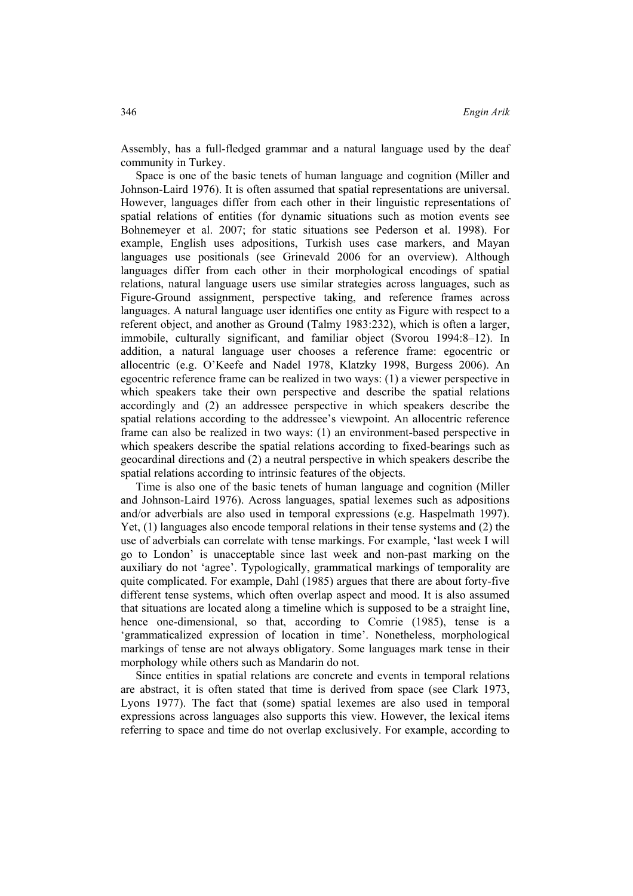Assembly, has a full-fledged grammar and a natural language used by the deaf community in Turkey.

Space is one of the basic tenets of human language and cognition (Miller and Johnson-Laird 1976). It is often assumed that spatial representations are universal. However, languages differ from each other in their linguistic representations of spatial relations of entities (for dynamic situations such as motion events see Bohnemeyer et al. 2007; for static situations see Pederson et al. 1998). For example, English uses adpositions, Turkish uses case markers, and Mayan languages use positionals (see Grinevald 2006 for an overview). Although languages differ from each other in their morphological encodings of spatial relations, natural language users use similar strategies across languages, such as Figure-Ground assignment, perspective taking, and reference frames across languages. A natural language user identifies one entity as Figure with respect to a referent object, and another as Ground (Talmy 1983:232), which is often a larger, immobile, culturally significant, and familiar object (Svorou 1994:8–12). In addition, a natural language user chooses a reference frame: egocentric or allocentric (e.g. O'Keefe and Nadel 1978, Klatzky 1998, Burgess 2006). An egocentric reference frame can be realized in two ways: (1) a viewer perspective in which speakers take their own perspective and describe the spatial relations accordingly and (2) an addressee perspective in which speakers describe the spatial relations according to the addressee's viewpoint. An allocentric reference frame can also be realized in two ways: (1) an environment-based perspective in which speakers describe the spatial relations according to fixed-bearings such as geocardinal directions and (2) a neutral perspective in which speakers describe the spatial relations according to intrinsic features of the objects.

Time is also one of the basic tenets of human language and cognition (Miller and Johnson-Laird 1976). Across languages, spatial lexemes such as adpositions and/or adverbials are also used in temporal expressions (e.g. Haspelmath 1997). Yet, (1) languages also encode temporal relations in their tense systems and (2) the use of adverbials can correlate with tense markings. For example, 'last week I will go to London' is unacceptable since last week and non-past marking on the auxiliary do not 'agree'. Typologically, grammatical markings of temporality are quite complicated. For example, Dahl (1985) argues that there are about forty-five different tense systems, which often overlap aspect and mood. It is also assumed that situations are located along a timeline which is supposed to be a straight line, hence one-dimensional, so that, according to Comrie (1985), tense is a 'grammaticalized expression of location in time'. Nonetheless, morphological markings of tense are not always obligatory. Some languages mark tense in their morphology while others such as Mandarin do not.

Since entities in spatial relations are concrete and events in temporal relations are abstract, it is often stated that time is derived from space (see Clark 1973, Lyons 1977). The fact that (some) spatial lexemes are also used in temporal expressions across languages also supports this view. However, the lexical items referring to space and time do not overlap exclusively. For example, according to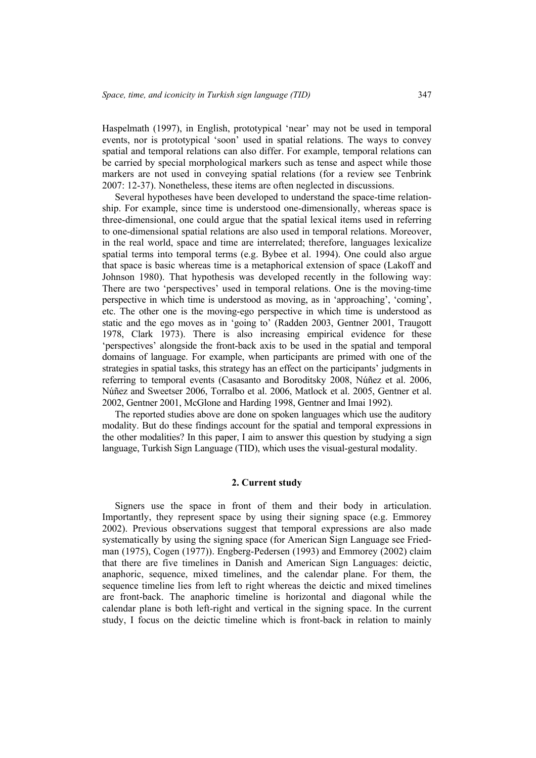Haspelmath (1997), in English, prototypical 'near' may not be used in temporal events, nor is prototypical 'soon' used in spatial relations. The ways to convey spatial and temporal relations can also differ. For example, temporal relations can be carried by special morphological markers such as tense and aspect while those markers are not used in conveying spatial relations (for a review see Tenbrink 2007: 12-37). Nonetheless, these items are often neglected in discussions.

Several hypotheses have been developed to understand the space-time relationship. For example, since time is understood one-dimensionally, whereas space is three-dimensional, one could argue that the spatial lexical items used in referring to one-dimensional spatial relations are also used in temporal relations. Moreover, in the real world, space and time are interrelated; therefore, languages lexicalize spatial terms into temporal terms (e.g. Bybee et al. 1994). One could also argue that space is basic whereas time is a metaphorical extension of space (Lakoff and Johnson 1980). That hypothesis was developed recently in the following way: There are two 'perspectives' used in temporal relations. One is the moving-time perspective in which time is understood as moving, as in 'approaching', 'coming', etc. The other one is the moving-ego perspective in which time is understood as static and the ego moves as in 'going to' (Radden 2003, Gentner 2001, Traugott 1978, Clark 1973). There is also increasing empirical evidence for these 'perspectives' alongside the front-back axis to be used in the spatial and temporal domains of language. For example, when participants are primed with one of the strategies in spatial tasks, this strategy has an effect on the participants' judgments in referring to temporal events (Casasanto and Boroditsky 2008, Núñez et al. 2006, Núñez and Sweetser 2006, Torralbo et al. 2006, Matlock et al. 2005, Gentner et al. 2002, Gentner 2001, McGlone and Harding 1998, Gentner and Imai 1992).

The reported studies above are done on spoken languages which use the auditory modality. But do these findings account for the spatial and temporal expressions in the other modalities? In this paper, I aim to answer this question by studying a sign language, Turkish Sign Language (TID), which uses the visual-gestural modality.

## 2. Current study

Signers use the space in front of them and their body in articulation. Importantly, they represent space by using their signing space (e.g. Emmorey 2002). Previous observations suggest that temporal expressions are also made systematically by using the signing space (for American Sign Language see Friedman (1975), Cogen (1977)). Engberg-Pedersen (1993) and Emmorey (2002) claim that there are five timelines in Danish and American Sign Languages: deictic, anaphoric, sequence, mixed timelines, and the calendar plane. For them, the sequence timeline lies from left to right whereas the deictic and mixed timelines are front-back. The anaphoric timeline is horizontal and diagonal while the calendar plane is both left-right and vertical in the signing space. In the current study, I focus on the deictic timeline which is front-back in relation to mainly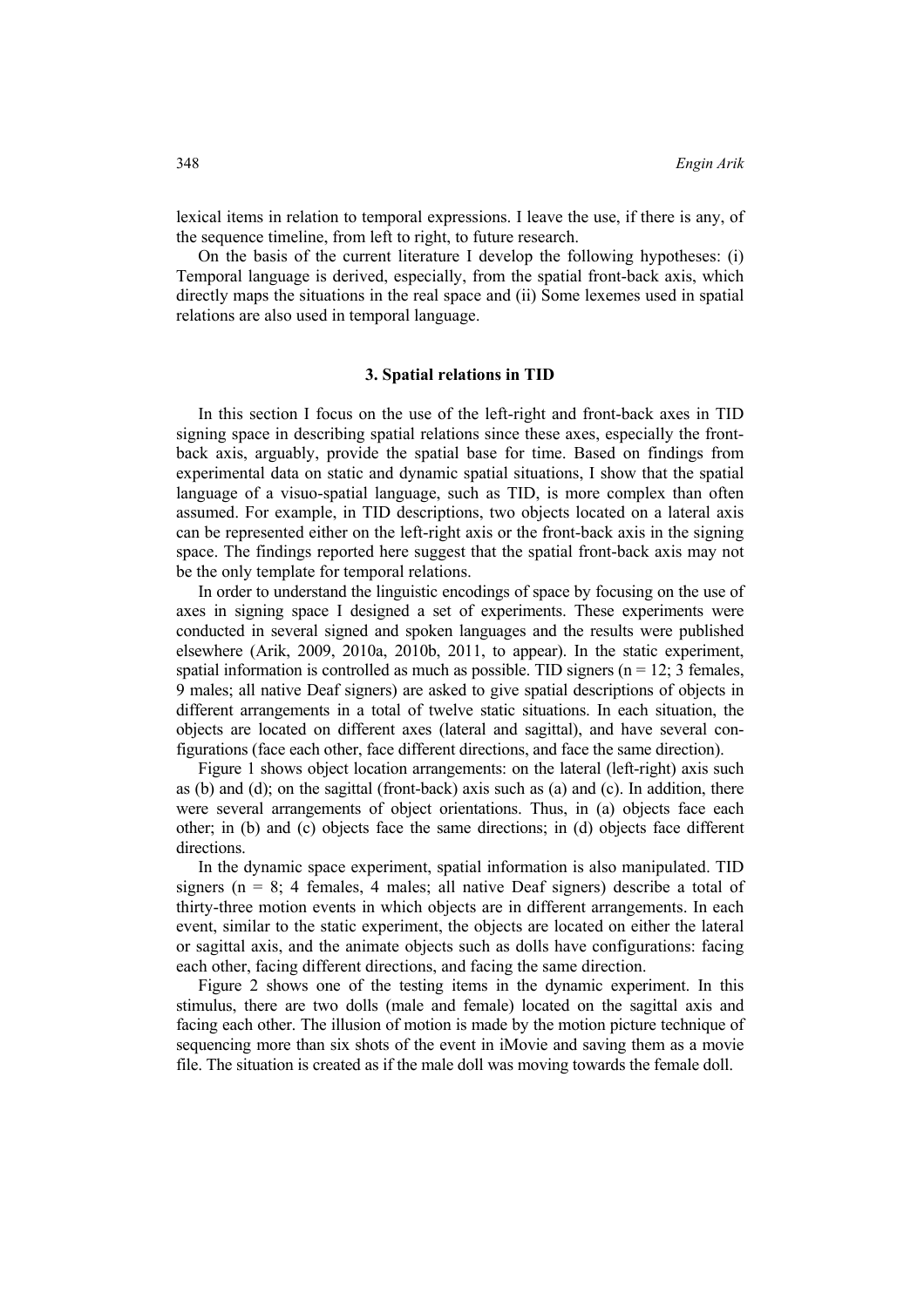lexical items in relation to temporal expressions. I leave the use, if there is any, of the sequence timeline, from left to right, to future research.

On the basis of the current literature I develop the following hypotheses: (i) Temporal language is derived, especially, from the spatial front-back axis, which directly maps the situations in the real space and (ii) Some lexemes used in spatial relations are also used in temporal language.

## 3. Spatial relations in TID

In this section I focus on the use of the left-right and front-back axes in TID signing space in describing spatial relations since these axes, especially the front-back axis, arguably, provide the spatial base for time. Based on findings from experimental data on static and dynamic spatial situations, I show that the spatial language of a visuo-spatial language, such as TID, is more complex than often assumed. For example, in TID descriptions, two objects located on a lateral axis can be represented either on the left-right axis or the front-back axis in the signing space. The findings reported here suggest that the spatial front-back axis may not be the only template for temporal relations.

In order to understand the linguistic encodings of space by focusing on the use of axes in signing space I designed a set of experiments. These experiments were conducted in several signed and spoken languages and the results were published elsewhere (Arik, 2009, 2010a, 2010b, 2011, to appear). In the static experiment, spatial information is controlled as much as possible. TID signers ($n = 12$; 3 females, 9 males; all native Deaf signers) are asked to give spatial descriptions of objects in different arrangements in a total of twelve static situations. In each situation, the objects are located on different axes (lateral and sagittal), and have several configurations (face each other, face different directions, and face the same direction).

Figure 1 shows object location arrangements: on the lateral (left-right) axis such as (b) and (d); on the sagittal (front-back) axis such as (a) and (c). In addition, there were several arrangements of object orientations. Thus, in (a) objects face each other; in (b) and (c) objects face the same directions; in (d) objects face different directions.

In the dynamic space experiment, spatial information is also manipulated. TID signers ($n = 8$; 4 females, 4 males; all native Deaf signers) describe a total of thirty-three motion events in which objects are in different arrangements. In each event, similar to the static experiment, the objects are located on either the lateral or sagittal axis, and the animate objects such as dolls have configurations: facing each other, facing different directions, and facing the same direction.

Figure 2 shows one of the testing items in the dynamic experiment. In this stimulus, there are two dolls (male and female) located on the sagittal axis and facing each other. The illusion of motion is made by the motion picture technique of sequencing more than six shots of the event in iMovie and saving them as a movie file. The situation is created as if the male doll was moving towards the female doll.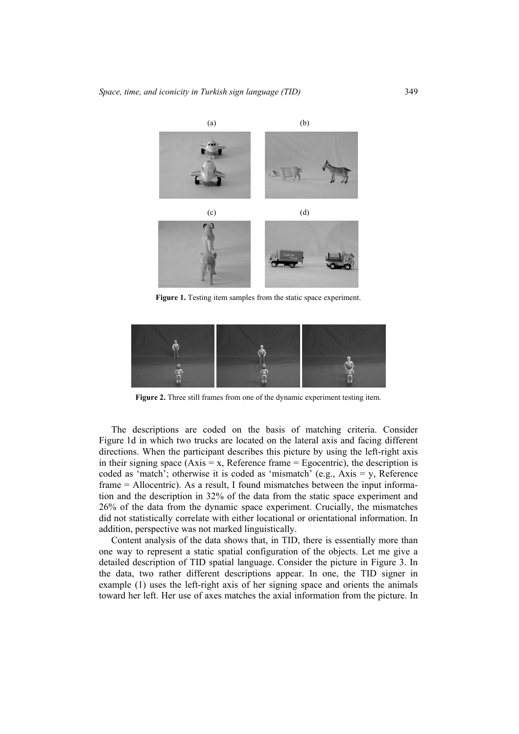(a) (b)

(c) (d)

**Figure 1.** Testing item samples from the static space experiment.

**Figure 2.** Three still frames from one of the dynamic experiment testing item.

The descriptions are coded on the basis of matching criteria. Consider Figure 1d in which two trucks are located on the lateral axis and facing different directions. When the participant describes this picture by using the left-right axis in their signing space (Axis = x, Reference frame = Egocentric), the description is coded as 'match'; otherwise it is coded as 'mismatch' (e.g., Axis = y, Reference frame = Allocentric). As a result, I found mismatches between the input information and the description in 32% of the data from the static space experiment and 26% of the data from the dynamic space experiment. Crucially, the mismatches did not statistically correlate with either locational or orientational information. In addition, perspective was not marked linguistically.

Content analysis of the data shows that, in TID, there is essentially more than one way to represent a static spatial configuration of the objects. Let me give a detailed description of TID spatial language. Consider the picture in Figure 3. In the data, two rather different descriptions appear. In one, the TID signer in example (1) uses the left-right axis of her signing space and orients the animals toward her left. Her use of axes matches the axial information from the picture. In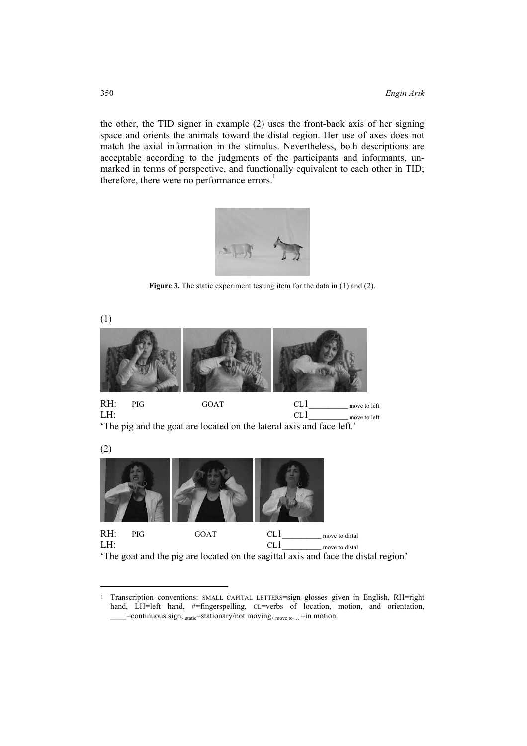the other, the TID signer in example (2) uses the front-back axis of her signing space and orients the animals toward the distal region. Her use of axes does not match the axial information in the stimulus. Nevertheless, both descriptions are acceptable according to the judgments of the participants and informants, unmarked in terms of perspective, and functionally equivalent to each other in TID; therefore, there were no performance errors.[1]

**Figure 3.** The static experiment testing item for the data in (1) and (2).

(1)

RH: PIG GOAT CL1\_\_\_\_\_\_\_\_\_ move to left
LH: CL1\_\_\_\_\_\_\_\_\_ move to left

'The pig and the goat are located on the lateral axis and face left.'

(2)

RH: PIG GOAT CL1\_\_\_\_\_\_\_\_\_ move to distal
LH: CL1\_\_\_\_\_\_\_\_\_ move to distal

'The goat and the pig are located on the sagittal axis and face the distal region'

---

1 Transcription conventions: SMALL CAPITAL LETTERS=sign glosses given in English, RH=right hand, LH=left hand, #=fingerspelling, CL=verbs of location, motion, and orientation, \_\_\_\_=continuous sign, $_{static}$=stationary/not moving, $_{move\ to\ ...}$ =in motion.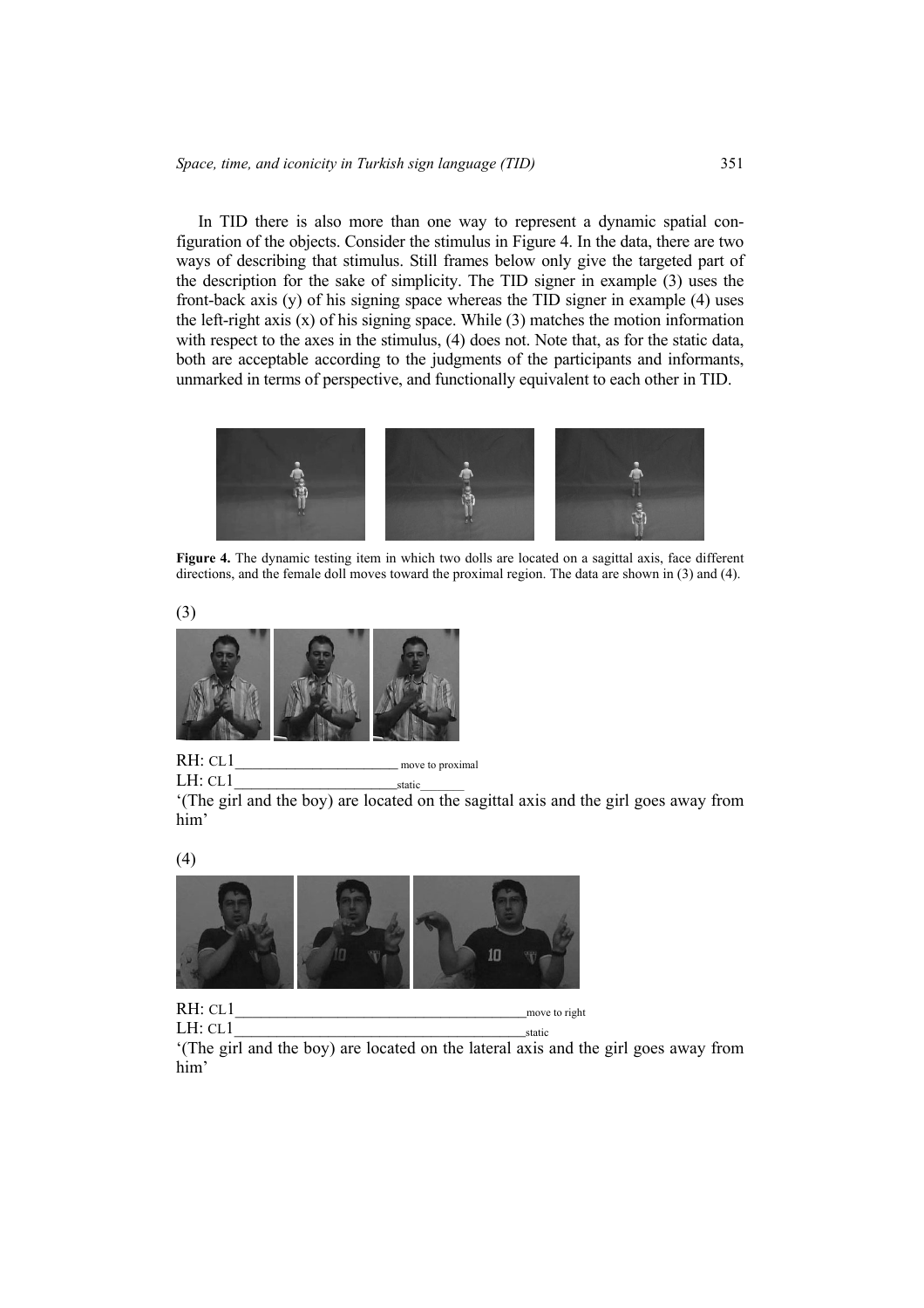In TID there is also more than one way to represent a dynamic spatial configuration of the objects. Consider the stimulus in Figure 4. In the data, there are two ways of describing that stimulus. Still frames below only give the targeted part of the description for the sake of simplicity. The TID signer in example (3) uses the front-back axis (y) of his signing space whereas the TID signer in example (4) uses the left-right axis (x) of his signing space. While (3) matches the motion information with respect to the axes in the stimulus, (4) does not. Note that, as for the static data, both are acceptable according to the judgments of the participants and informants, unmarked in terms of perspective, and functionally equivalent to each other in TID.

**Figure 4.** The dynamic testing item in which two dolls are located on a sagittal axis, face different directions, and the female doll moves toward the proximal region. The data are shown in (3) and (4).

(3)

RH: CL1______________________ move to proximal
LH: CL1______________________static_______

'(The girl and the boy) are located on the sagittal axis and the girl goes away from him'

(4)

RH: CL1________________________________________move to right
LH: CL1_______________________________________static

'(The girl and the boy) are located on the lateral axis and the girl goes away from him'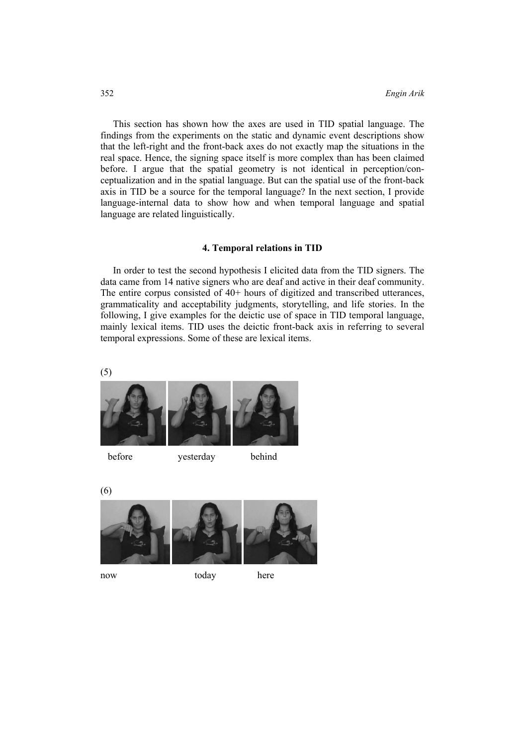This section has shown how the axes are used in TID spatial language. The findings from the experiments on the static and dynamic event descriptions show that the left-right and the front-back axes do not exactly map the situations in the real space. Hence, the signing space itself is more complex than has been claimed before. I argue that the spatial geometry is not identical in perception/conceptualization and in the spatial language. But can the spatial use of the front-back axis in TID be a source for the temporal language? In the next section, I provide language-internal data to show how and when temporal language and spatial language are related linguistically.

### 4. Temporal relations in TID

In order to test the second hypothesis I elicited data from the TID signers. The data came from 14 native signers who are deaf and active in their deaf community. The entire corpus consisted of 40+ hours of digitized and transcribed utterances, grammaticality and acceptability judgments, storytelling, and life stories. In the following, I give examples for the deictic use of space in TID temporal language, mainly lexical items. TID uses the deictic front-back axis in referring to several temporal expressions. Some of these are lexical items.

(5)

before yesterday behind

(6)

now today here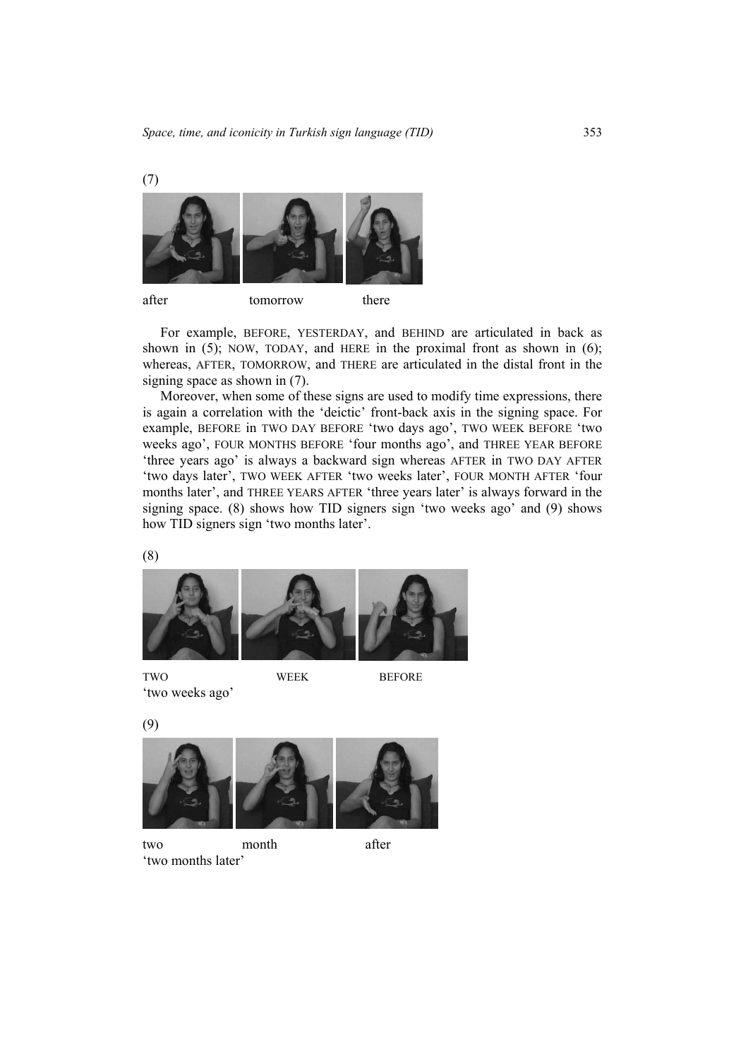(7)

after tomorrow there

For example, BEFORE, YESTERDAY, and BEHIND are articulated in back as shown in (5); NOW, TODAY, and HERE in the proximal front as shown in (6); whereas, AFTER, TOMORROW, and THERE are articulated in the distal front in the signing space as shown in (7).

Moreover, when some of these signs are used to modify time expressions, there is again a correlation with the 'deictic' front-back axis in the signing space. For example, BEFORE in TWO DAY BEFORE 'two days ago', TWO WEEK BEFORE 'two weeks ago', FOUR MONTHS BEFORE 'four months ago', and THREE YEAR BEFORE 'three years ago' is always a backward sign whereas AFTER in TWO DAY AFTER 'two days later', TWO WEEK AFTER 'two weeks later', FOUR MONTH AFTER 'four months later', and THREE YEARS AFTER 'three years later' is always forward in the signing space. (8) shows how TID signers sign 'two weeks ago' and (9) shows how TID signers sign 'two months later'.

(8)

TWO WEEK BEFORE
'two weeks ago'

(9)

two month after
'two months later'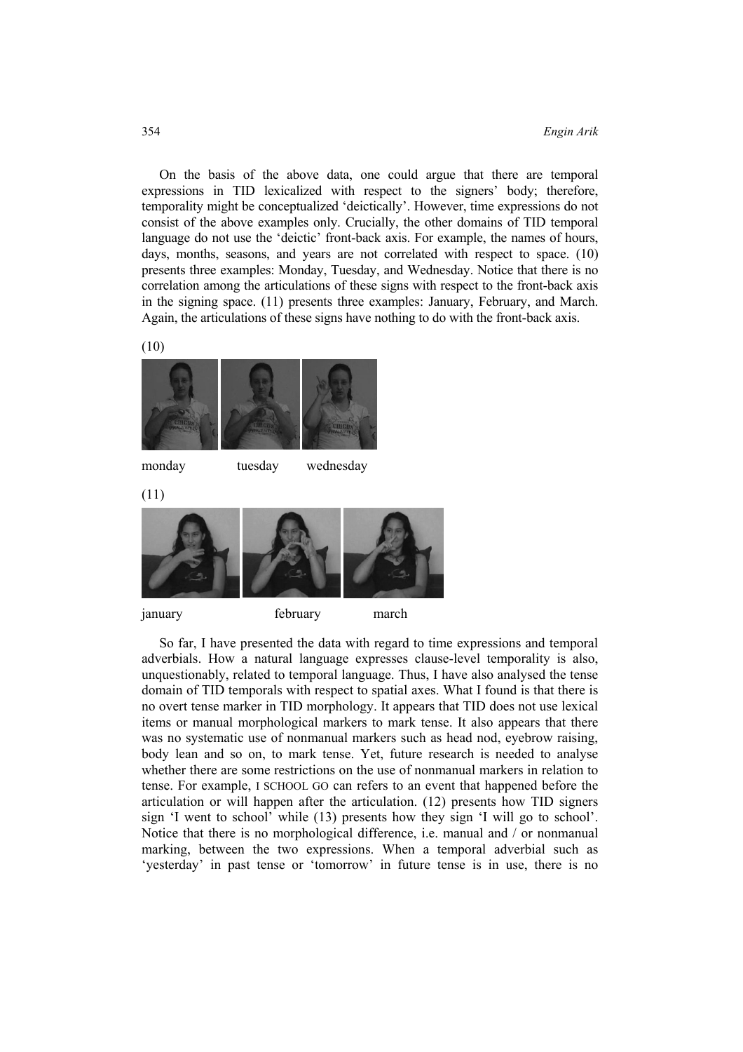On the basis of the above data, one could argue that there are temporal expressions in TID lexicalized with respect to the signers' body; therefore, temporality might be conceptualized 'deictically'. However, time expressions do not consist of the above examples only. Crucially, the other domains of TID temporal language do not use the 'deictic' front-back axis. For example, the names of hours, days, months, seasons, and years are not correlated with respect to space. (10) presents three examples: Monday, Tuesday, and Wednesday. Notice that there is no correlation among the articulations of these signs with respect to the front-back axis in the signing space. (11) presents three examples: January, February, and March. Again, the articulations of these signs have nothing to do with the front-back axis.

(10)

monday tuesday wednesday

(11)

january february march

So far, I have presented the data with regard to time expressions and temporal adverbials. How a natural language expresses clause-level temporality is also, unquestionably, related to temporal language. Thus, I have also analysed the tense domain of TID temporals with respect to spatial axes. What I found is that there is no overt tense marker in TID morphology. It appears that TID does not use lexical items or manual morphological markers to mark tense. It also appears that there was no systematic use of nonmanual markers such as head nod, eyebrow raising, body lean and so on, to mark tense. Yet, future research is needed to analyse whether there are some restrictions on the use of nonmanual markers in relation to tense. For example, I SCHOOL GO can refers to an event that happened before the articulation or will happen after the articulation. (12) presents how TID signers sign 'I went to school' while (13) presents how they sign 'I will go to school'. Notice that there is no morphological difference, i.e. manual and / or nonmanual marking, between the two expressions. When a temporal adverbial such as 'yesterday' in past tense or 'tomorrow' in future tense is in use, there is no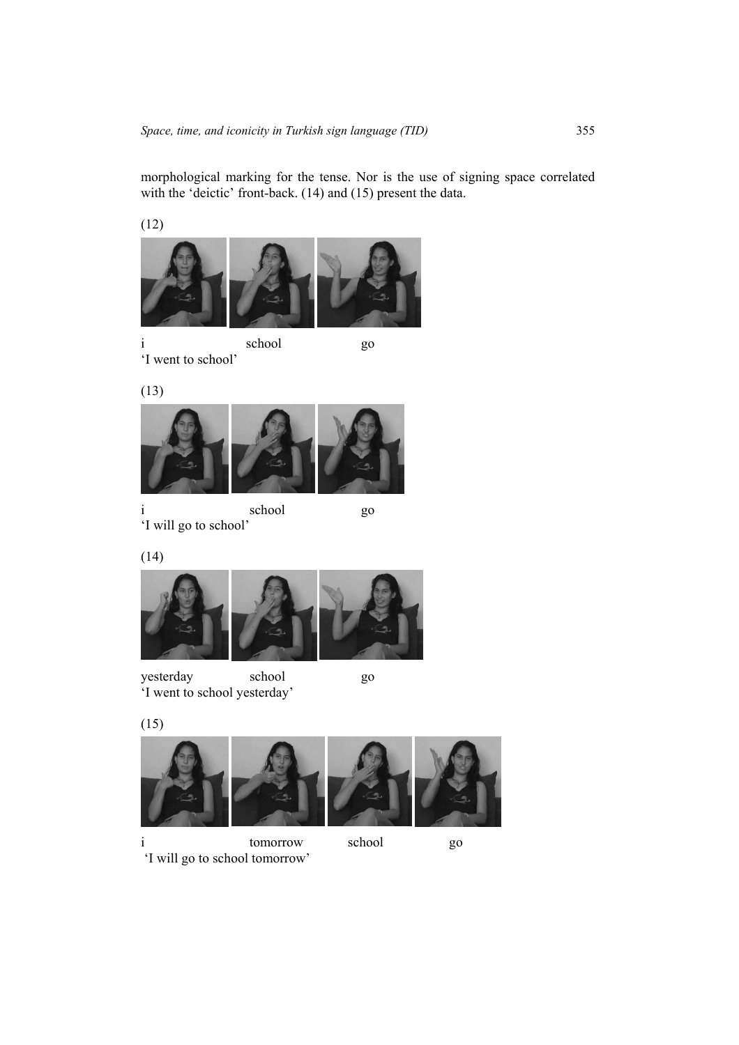morphological marking for the tense. Nor is the use of signing space correlated with the 'deictic' front-back. (14) and (15) present the data.

(12)

i school go
'I went to school'

(13)

i school go
'I will go to school'

(14)

yesterday school go
'I went to school yesterday'

(15)

i tomorrow school go
'I will go to school tomorrow'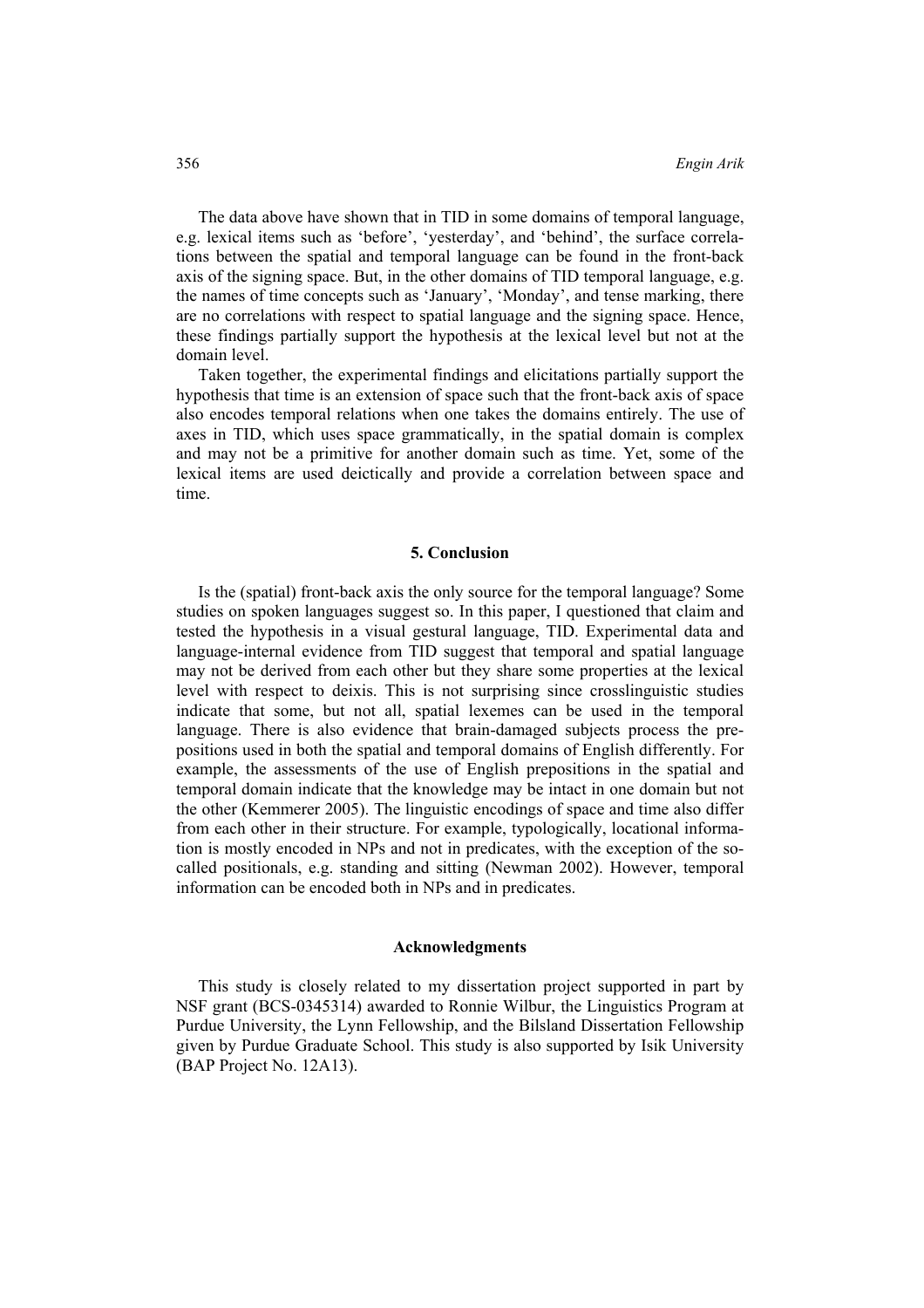The data above have shown that in TID in some domains of temporal language, e.g. lexical items such as 'before', 'yesterday', and 'behind', the surface correlations between the spatial and temporal language can be found in the front-back axis of the signing space. But, in the other domains of TID temporal language, e.g. the names of time concepts such as 'January', 'Monday', and tense marking, there are no correlations with respect to spatial language and the signing space. Hence, these findings partially support the hypothesis at the lexical level but not at the domain level.

Taken together, the experimental findings and elicitations partially support the hypothesis that time is an extension of space such that the front-back axis of space also encodes temporal relations when one takes the domains entirely. The use of axes in TID, which uses space grammatically, in the spatial domain is complex and may not be a primitive for another domain such as time. Yet, some of the lexical items are used deictically and provide a correlation between space and time.

## 5. Conclusion

Is the (spatial) front-back axis the only source for the temporal language? Some studies on spoken languages suggest so. In this paper, I questioned that claim and tested the hypothesis in a visual gestural language, TID. Experimental data and language-internal evidence from TID suggest that temporal and spatial language may not be derived from each other but they share some properties at the lexical level with respect to deixis. This is not surprising since crosslinguistic studies indicate that some, but not all, spatial lexemes can be used in the temporal language. There is also evidence that brain-damaged subjects process the prepositions used in both the spatial and temporal domains of English differently. For example, the assessments of the use of English prepositions in the spatial and temporal domain indicate that the knowledge may be intact in one domain but not the other (Kemmerer 2005). The linguistic encodings of space and time also differ from each other in their structure. For example, typologically, locational information is mostly encoded in NPs and not in predicates, with the exception of the so-called positionals, e.g. standing and sitting (Newman 2002). However, temporal information can be encoded both in NPs and in predicates.

## Acknowledgments

This study is closely related to my dissertation project supported in part by NSF grant (BCS-0345314) awarded to Ronnie Wilbur, the Linguistics Program at Purdue University, the Lynn Fellowship, and the Bilsland Dissertation Fellowship given by Purdue Graduate School. This study is also supported by Isik University (BAP Project No. 12A13).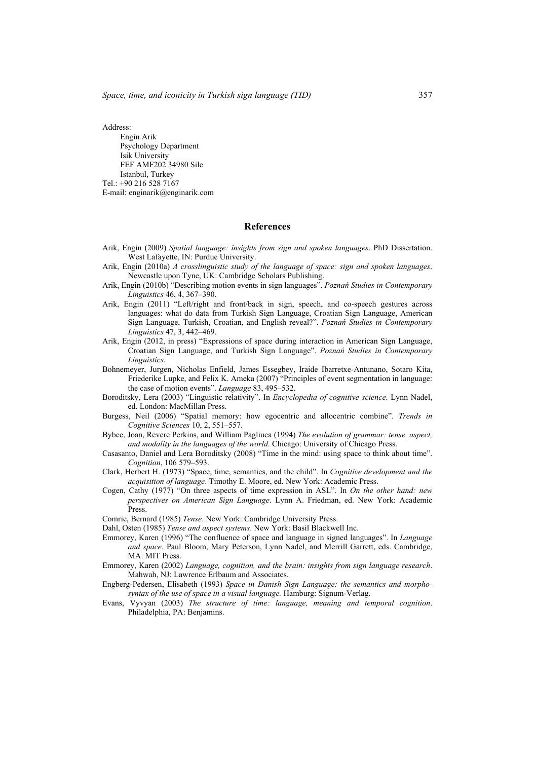Address:

Engin Arik
Psychology Department
Isik University
FEF AMF202 34980 Sile
Istanbul, Turkey

Tel.: +90 216 528 7167
E-mail: enginarik@enginarik.com

## References

Arik, Engin (2009) *Spatial language: insights from sign and spoken languages*. PhD Dissertation. West Lafayette, IN: Purdue University.

Arik, Engin (2010a) *A crosslinguistic study of the language of space: sign and spoken languages*. Newcastle upon Tyne, UK: Cambridge Scholars Publishing.

Arik, Engin (2010b) "Describing motion events in sign languages". *Poznań Studies in Contemporary Linguistics* 46, 4, 367–390.

Arik, Engin (2011) "Left/right and front/back in sign, speech, and co-speech gestures across languages: what do data from Turkish Sign Language, Croatian Sign Language, American Sign Language, Turkish, Croatian, and English reveal?". *Poznań Studies in Contemporary Linguistics* 47, 3, 442–469.

Arik, Engin (2012, in press) "Expressions of space during interaction in American Sign Language, Croatian Sign Language, and Turkish Sign Language". *Poznań Studies in Contemporary Linguistics*.

Bohnemeyer, Jurgen, Nicholas Enfield, James Essegbey, Iraide Ibarretxe-Antunano, Sotaro Kita, Friederike Lupke, and Felix K. Ameka (2007) "Principles of event segmentation in language: the case of motion events". *Language* 83, 495–532.

Boroditsky, Lera (2003) "Linguistic relativity". In *Encyclopedia of cognitive science*. Lynn Nadel, ed. London: MacMillan Press.

Burgess, Neil (2006) "Spatial memory: how egocentric and allocentric combine". *Trends in Cognitive Sciences* 10, 2, 551–557.

Bybee, Joan, Revere Perkins, and William Pagliuca (1994) *The evolution of grammar: tense, aspect, and modality in the languages of the world*. Chicago: University of Chicago Press.

Casasanto, Daniel and Lera Boroditsky (2008) "Time in the mind: using space to think about time". *Cognition*, 106 579–593.

Clark, Herbert H. (1973) "Space, time, semantics, and the child". In *Cognitive development and the acquisition of language*. Timothy E. Moore, ed. New York: Academic Press.

Cogen, Cathy (1977) "On three aspects of time expression in ASL". In *On the other hand: new perspectives on American Sign Language*. Lynn A. Friedman, ed. New York: Academic Press.

Comrie, Bernard (1985) *Tense*. New York: Cambridge University Press.

Dahl, Osten (1985) *Tense and aspect systems*. New York: Basil Blackwell Inc.

Emmorey, Karen (1996) "The confluence of space and language in signed languages". In *Language and space.* Paul Bloom, Mary Peterson, Lynn Nadel, and Merrill Garrett, eds. Cambridge, MA: MIT Press.

Emmorey, Karen (2002) *Language, cognition, and the brain: insights from sign language research*. Mahwah, NJ: Lawrence Erlbaum and Associates.

Engberg-Pedersen, Elisabeth (1993) *Space in Danish Sign Language: the semantics and morpho-syntax of the use of space in a visual language.* Hamburg: Signum-Verlag.

Evans, Vyvyan (2003) *The structure of time: language, meaning and temporal cognition*. Philadelphia, PA: Benjamins.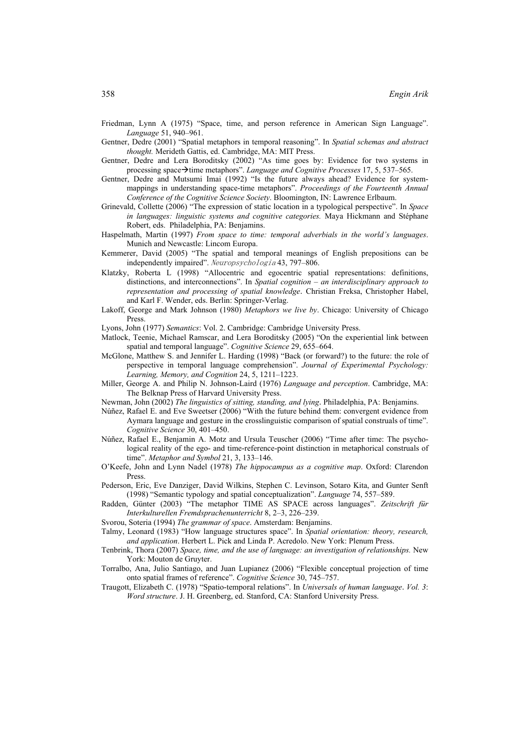Friedman, Lynn A (1975) "Space, time, and person reference in American Sign Language". *Language* 51, 940–961.

Gentner, Dedre (2001) "Spatial metaphors in temporal reasoning". In *Spatial schemas and abstract thought.* Merideth Gattis, ed. Cambridge, MA: MIT Press.

Gentner, Dedre and Lera Boroditsky (2002) "As time goes by: Evidence for two systems in processing space→time metaphors". *Language and Cognitive Processes* 17, 5, 537–565.

Gentner, Dedre and Mutsumi Imai (1992) "Is the future always ahead? Evidence for system-mappings in understanding space-time metaphors". *Proceedings of the Fourteenth Annual Conference of the Cognitive Science Society*. Bloomington, IN: Lawrence Erlbaum.

Grinevald, Collette (2006) "The expression of static location in a typological perspective". In *Space in languages: linguistic systems and cognitive categories.* Maya Hickmann and Stéphane Robert, eds. Philadelphia, PA: Benjamins.

Haspelmath, Martin (1997) *From space to time: temporal adverbials in the world's languages*. Munich and Newcastle: Lincom Europa.

Kemmerer, David (2005) "The spatial and temporal meanings of English prepositions can be independently impaired". *Neuropsychologia* 43, 797–806.

Klatzky, Roberta L (1998) "Allocentric and egocentric spatial representations: definitions, distinctions, and interconnections". In *Spatial cognition – an interdisciplinary approach to representation and processing of spatial knowledge*. Christian Freksa, Christopher Habel, and Karl F. Wender, eds. Berlin: Springer-Verlag.

Lakoff, George and Mark Johnson (1980) *Metaphors we live by*. Chicago: University of Chicago Press.

Lyons, John (1977) *Semantics*: Vol. 2. Cambridge: Cambridge University Press.

Matlock, Teenie, Michael Ramscar, and Lera Boroditsky (2005) "On the experiential link between spatial and temporal language". *Cognitive Science* 29, 655–664.

McGlone, Matthew S. and Jennifer L. Harding (1998) "Back (or forward?) to the future: the role of perspective in temporal language comprehension". *Journal of Experimental Psychology: Learning, Memory, and Cognition* 24, 5, 1211–1223.

Miller, George A. and Philip N. Johnson-Laird (1976) *Language and perception*. Cambridge, MA: The Belknap Press of Harvard University Press.

Newman, John (2002) *The linguistics of sitting, standing, and lying*. Philadelphia, PA: Benjamins.

Núñez, Rafael E. and Eve Sweetser (2006) "With the future behind them: convergent evidence from Aymara language and gesture in the crosslinguistic comparison of spatial construals of time". *Cognitive Science* 30, 401–450.

Núñez, Rafael E., Benjamin A. Motz and Ursula Teuscher (2006) "Time after time: The psychological reality of the ego- and time-reference-point distinction in metaphorical construals of time". *Metaphor and Symbol* 21, 3, 133–146.

O'Keefe, John and Lynn Nadel (1978) *The hippocampus as a cognitive map*. Oxford: Clarendon Press.

Pederson, Eric, Eve Danziger, David Wilkins, Stephen C. Levinson, Sotaro Kita, and Gunter Senft (1998) "Semantic typology and spatial conceptualization". *Language* 74, 557–589.

Radden, Günter (2003) "The metaphor TIME AS SPACE across languages". *Zeitschrift für Interkulturellen Fremdsprachenunterricht* 8, 2–3, 226–239.

Svorou, Soteria (1994) *The grammar of space*. Amsterdam: Benjamins.

Talmy, Leonard (1983) "How language structures space". In *Spatial orientation: theory, research, and application*. Herbert L. Pick and Linda P. Acredolo. New York: Plenum Press.

Tenbrink, Thora (2007) *Space, time, and the use of language: an investigation of relationships.* New York: Mouton de Gruyter.

Torralbo, Ana, Julio Santiago, and Juan Lupianez (2006) "Flexible conceptual projection of time onto spatial frames of reference". *Cognitive Science* 30, 745–757.

Traugott, Elizabeth C. (1978) "Spatio-temporal relations". In *Universals of human language*. *Vol. 3*: *Word structure*. J. H. Greenberg, ed. Stanford, CA: Stanford University Press.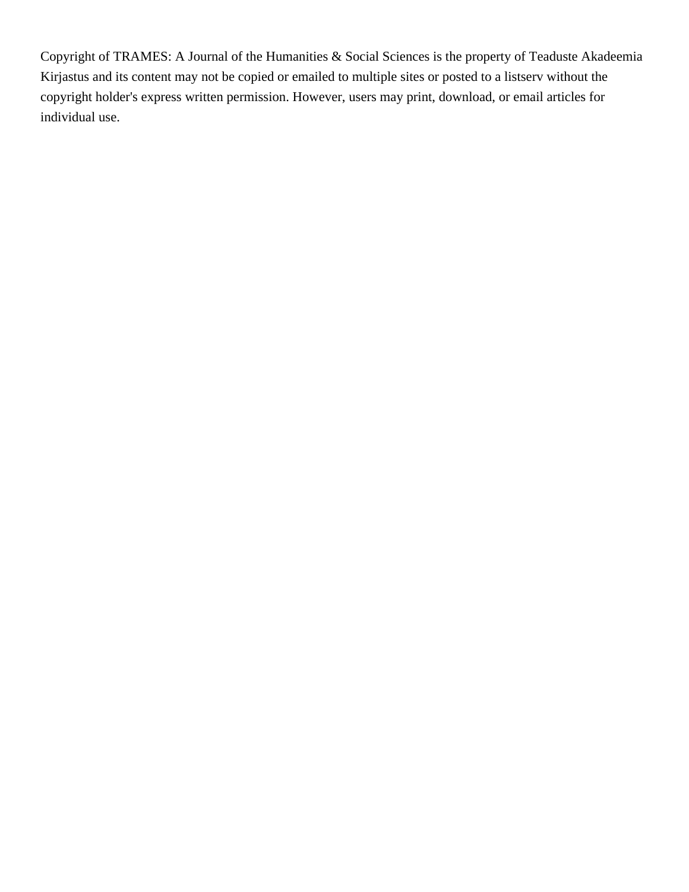Copyright of TRAMES: A Journal of the Humanities & Social Sciences is the property of Teaduste Akadeemia Kirjastus and its content may not be copied or emailed to multiple sites or posted to a listserv without the copyright holder's express written permission. However, users may print, download, or email articles for individual use.